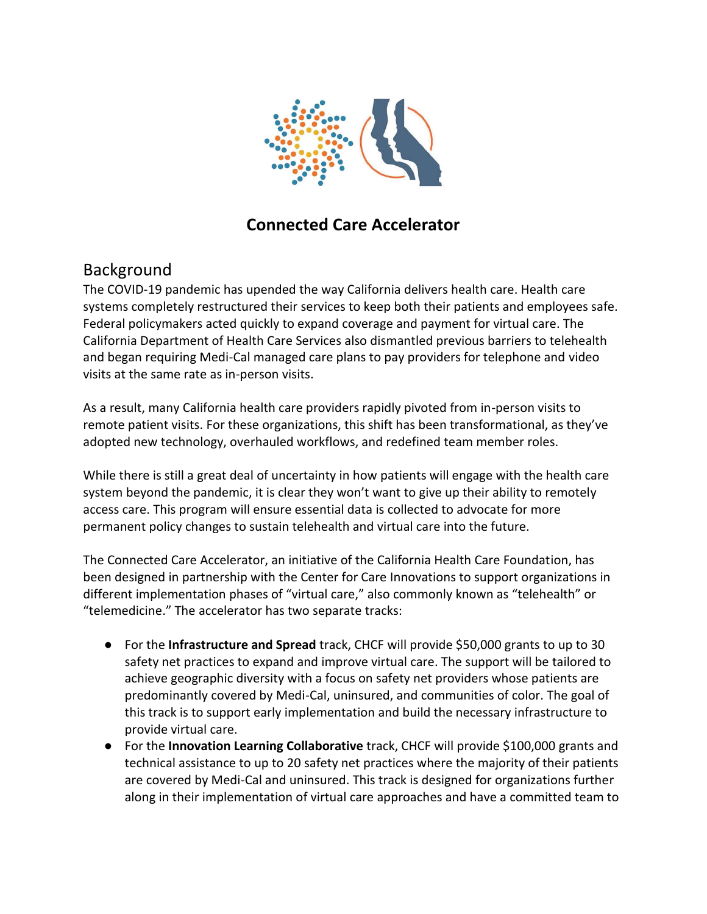# Connected Care Accelerator

## Background

The COVID-19 pandemic has upended the way California delivers health care. Health care systems completely restructured their services to keep both their patients and employees safe. Federal policymakers acted quickly to expand coverage and payment for virtual care. The California Department of Health Care Services also dismantled previous barriers to telehealth and began requiring Medi-Cal managed care plans to pay providers for telephone and video visits at the same rate as in-person visits.

As a result, many California health care providers rapidly pivoted from in-person visits to remote patient visits. For these organizations, this shift has been transformational, as they've adopted new technology, overhauled workflows, and redefined team member roles.

While there is still a great deal of uncertainty in how patients will engage with the health care system beyond the pandemic, it is clear they won't want to give up their ability to remotely access care. This program will ensure essential data is collected to advocate for more permanent policy changes to sustain telehealth and virtual care into the future.

The Connected Care Accelerator, an initiative of the California Health Care Foundation, has been designed in partnership with the Center for Care Innovations to support organizations in different implementation phases of "virtual care," also commonly known as "telehealth" or "telemedicine." The accelerator has two separate tracks:

- For the **Infrastructure and Spread** track, CHCF will provide $50,000 grants to up to 30 safety net practices to expand and improve virtual care. The support will be tailored to achieve geographic diversity with a focus on safety net providers whose patients are predominantly covered by Medi-Cal, uninsured, and communities of color. The goal of this track is to support early implementation and build the necessary infrastructure to provide virtual care.
- For the **Innovation Learning Collaborative** track, CHCF will provide $100,000 grants and technical assistance to up to 20 safety net practices where the majority of their patients are covered by Medi-Cal and uninsured. This track is designed for organizations further along in their implementation of virtual care approaches and have a committed team to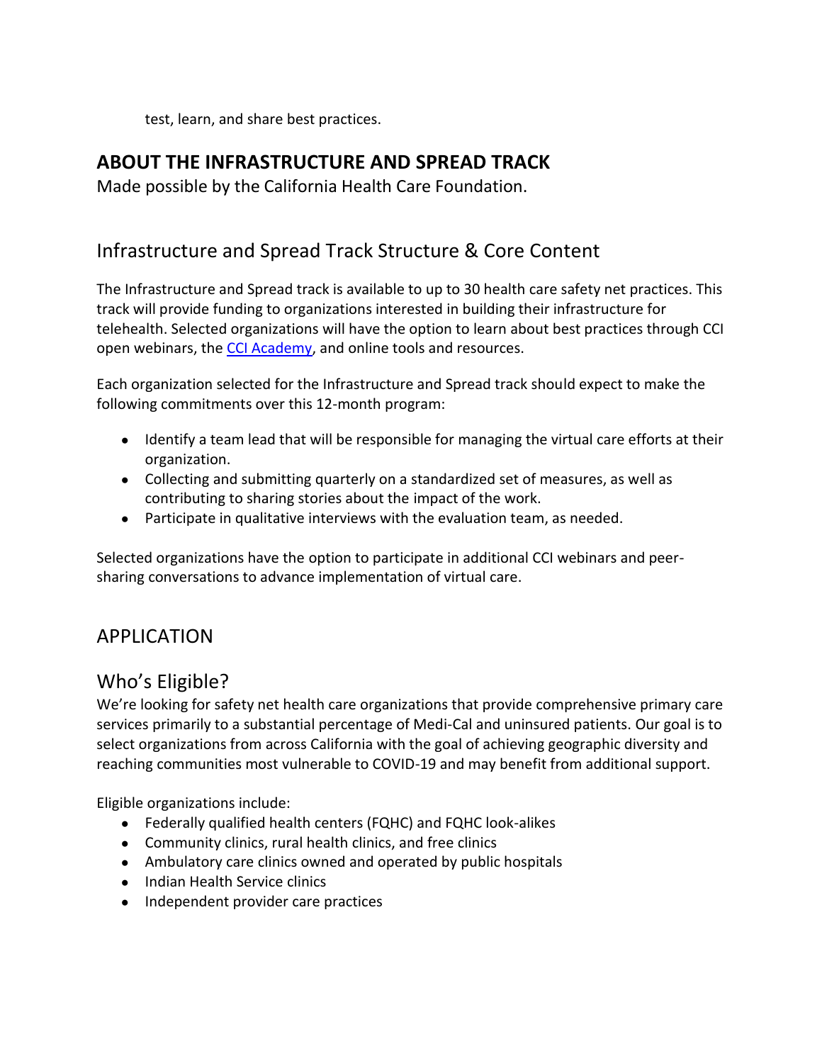test, learn, and share best practices.

## ABOUT THE INFRASTRUCTURE AND SPREAD TRACK

Made possible by the California Health Care Foundation.

### Infrastructure and Spread Track Structure & Core Content

The Infrastructure and Spread track is available to up to 30 health care safety net practices. This track will provide funding to organizations interested in building their infrastructure for telehealth. Selected organizations will have the option to learn about best practices through CCI open webinars, the CCI Academy, and online tools and resources.

Each organization selected for the Infrastructure and Spread track should expect to make the following commitments over this 12-month program:

- Identify a team lead that will be responsible for managing the virtual care efforts at their organization.
- Collecting and submitting quarterly on a standardized set of measures, as well as contributing to sharing stories about the impact of the work.
- Participate in qualitative interviews with the evaluation team, as needed.

Selected organizations have the option to participate in additional CCI webinars and peer-sharing conversations to advance implementation of virtual care.

## APPLICATION

### Who's Eligible?

We're looking for safety net health care organizations that provide comprehensive primary care services primarily to a substantial percentage of Medi-Cal and uninsured patients. Our goal is to select organizations from across California with the goal of achieving geographic diversity and reaching communities most vulnerable to COVID-19 and may benefit from additional support.

Eligible organizations include:

- Federally qualified health centers (FQHC) and FQHC look-alikes
- Community clinics, rural health clinics, and free clinics
- Ambulatory care clinics owned and operated by public hospitals
- Indian Health Service clinics
- Independent provider care practices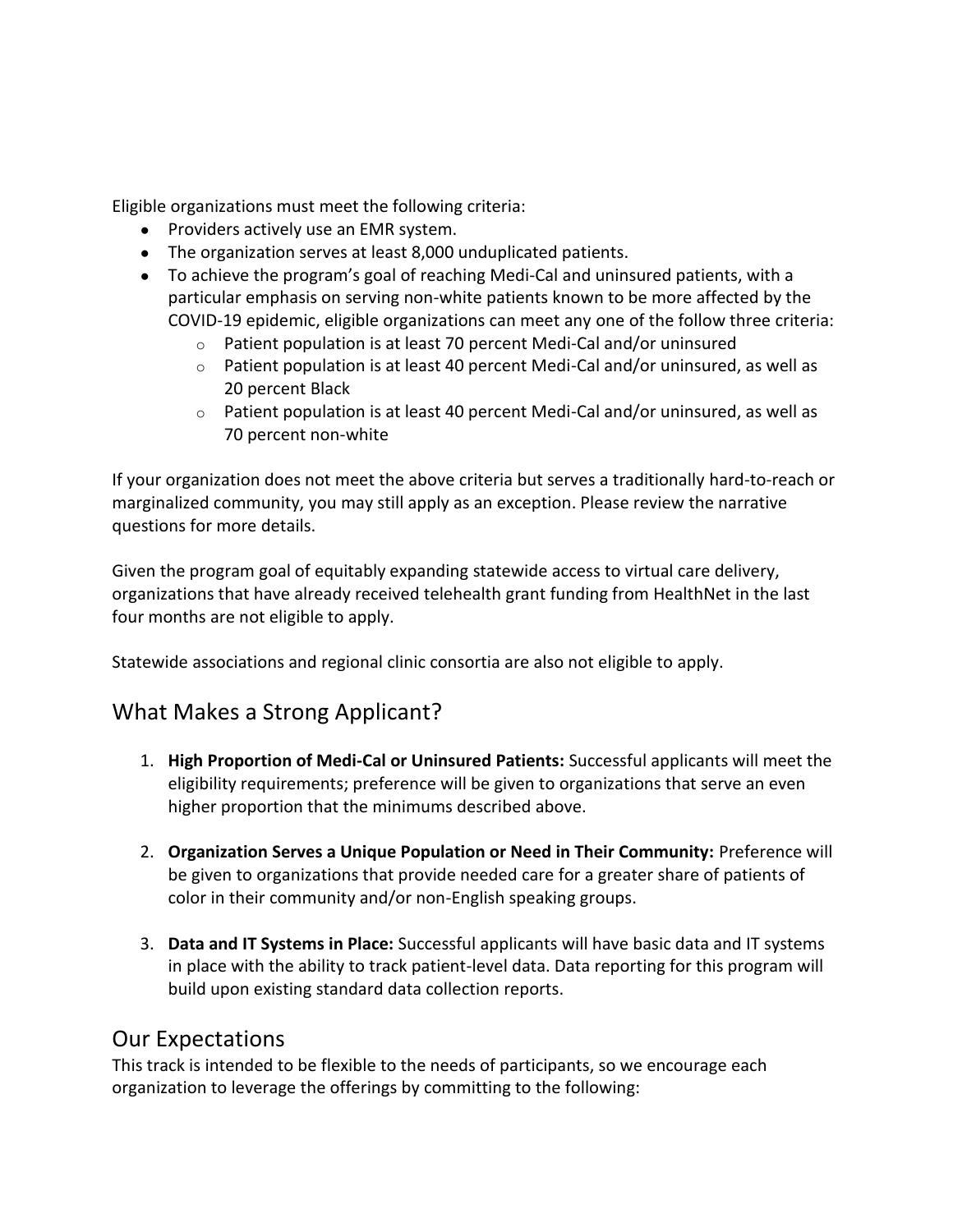Eligible organizations must meet the following criteria:

- Providers actively use an EMR system.
- The organization serves at least 8,000 unduplicated patients.
- To achieve the program's goal of reaching Medi-Cal and uninsured patients, with a particular emphasis on serving non-white patients known to be more affected by the COVID-19 epidemic, eligible organizations can meet any one of the follow three criteria:
  - Patient population is at least 70 percent Medi-Cal and/or uninsured
  - Patient population is at least 40 percent Medi-Cal and/or uninsured, as well as 20 percent Black
  - Patient population is at least 40 percent Medi-Cal and/or uninsured, as well as 70 percent non-white

If your organization does not meet the above criteria but serves a traditionally hard-to-reach or marginalized community, you may still apply as an exception. Please review the narrative questions for more details.

Given the program goal of equitably expanding statewide access to virtual care delivery, organizations that have already received telehealth grant funding from HealthNet in the last four months are not eligible to apply.

Statewide associations and regional clinic consortia are also not eligible to apply.

## What Makes a Strong Applicant?

1. **High Proportion of Medi-Cal or Uninsured Patients:** Successful applicants will meet the eligibility requirements; preference will be given to organizations that serve an even higher proportion that the minimums described above.

2. **Organization Serves a Unique Population or Need in Their Community:** Preference will be given to organizations that provide needed care for a greater share of patients of color in their community and/or non-English speaking groups.

3. **Data and IT Systems in Place:** Successful applicants will have basic data and IT systems in place with the ability to track patient-level data. Data reporting for this program will build upon existing standard data collection reports.

## Our Expectations

This track is intended to be flexible to the needs of participants, so we encourage each organization to leverage the offerings by committing to the following: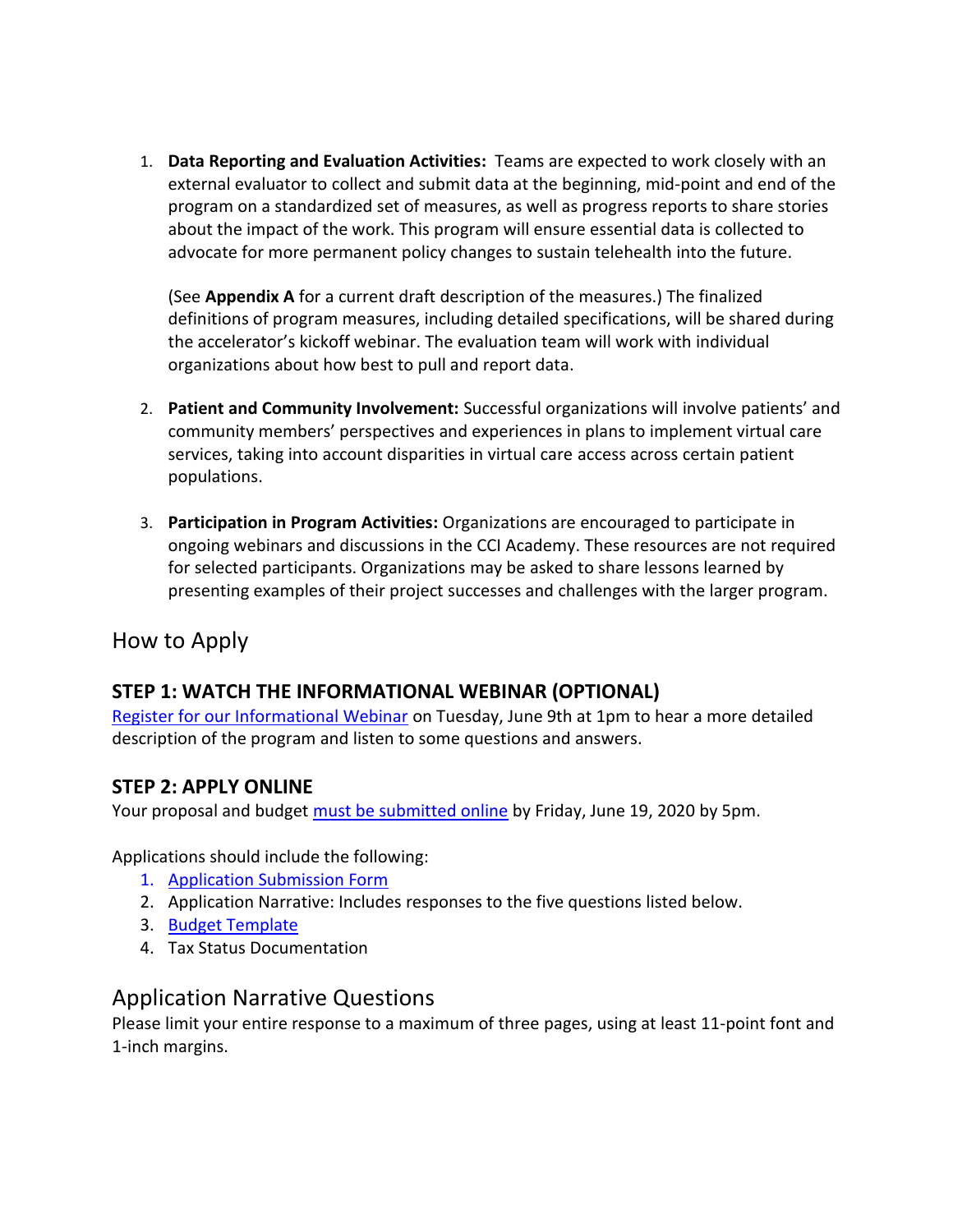1. **Data Reporting and Evaluation Activities:** Teams are expected to work closely with an external evaluator to collect and submit data at the beginning, mid-point and end of the program on a standardized set of measures, as well as progress reports to share stories about the impact of the work. This program will ensure essential data is collected to advocate for more permanent policy changes to sustain telehealth into the future.

   (See **Appendix A** for a current draft description of the measures.) The finalized definitions of program measures, including detailed specifications, will be shared during the accelerator's kickoff webinar. The evaluation team will work with individual organizations about how best to pull and report data.

2. **Patient and Community Involvement:** Successful organizations will involve patients' and community members' perspectives and experiences in plans to implement virtual care services, taking into account disparities in virtual care access across certain patient populations.

3. **Participation in Program Activities:** Organizations are encouraged to participate in ongoing webinars and discussions in the CCI Academy. These resources are not required for selected participants. Organizations may be asked to share lessons learned by presenting examples of their project successes and challenges with the larger program.

## How to Apply

### STEP 1: WATCH THE INFORMATIONAL WEBINAR (OPTIONAL)

Register for our Informational Webinar on Tuesday, June 9th at 1pm to hear a more detailed description of the program and listen to some questions and answers.

### STEP 2: APPLY ONLINE

Your proposal and budget must be submitted online by Friday, June 19, 2020 by 5pm.

Applications should include the following:

1. Application Submission Form
2. Application Narrative: Includes responses to the five questions listed below.
3. Budget Template
4. Tax Status Documentation

## Application Narrative Questions

Please limit your entire response to a maximum of three pages, using at least 11-point font and 1-inch margins.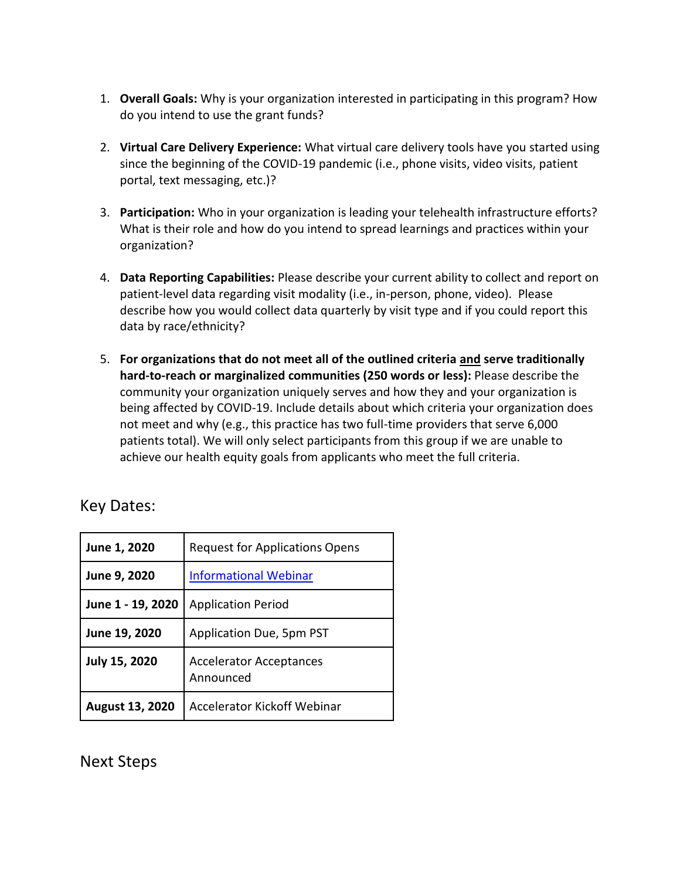1. **Overall Goals:** Why is your organization interested in participating in this program? How do you intend to use the grant funds?

2. **Virtual Care Delivery Experience:** What virtual care delivery tools have you started using since the beginning of the COVID-19 pandemic (i.e., phone visits, video visits, patient portal, text messaging, etc.)?

3. **Participation:** Who in your organization is leading your telehealth infrastructure efforts? What is their role and how do you intend to spread learnings and practices within your organization?

4. **Data Reporting Capabilities:** Please describe your current ability to collect and report on patient-level data regarding visit modality (i.e., in-person, phone, video). Please describe how you would collect data quarterly by visit type and if you could report this data by race/ethnicity?

5. **For organizations that do not meet all of the outlined criteria <u>and</u> serve traditionally hard-to-reach or marginalized communities (250 words or less):** Please describe the community your organization uniquely serves and how they and your organization is being affected by COVID-19. Include details about which criteria your organization does not meet and why (e.g., this practice has two full-time providers that serve 6,000 patients total). We will only select participants from this group if we are unable to achieve our health equity goals from applicants who meet the full criteria.

## Key Dates:

| | |
|---|---|
| **June 1, 2020** | Request for Applications Opens |
| **June 9, 2020** | [Informational Webinar]() |
| **June 1 - 19, 2020** | Application Period |
| **June 19, 2020** | Application Due, 5pm PST |
| **July 15, 2020** | Accelerator Acceptances Announced |
| **August 13, 2020** | Accelerator Kickoff Webinar |

## Next Steps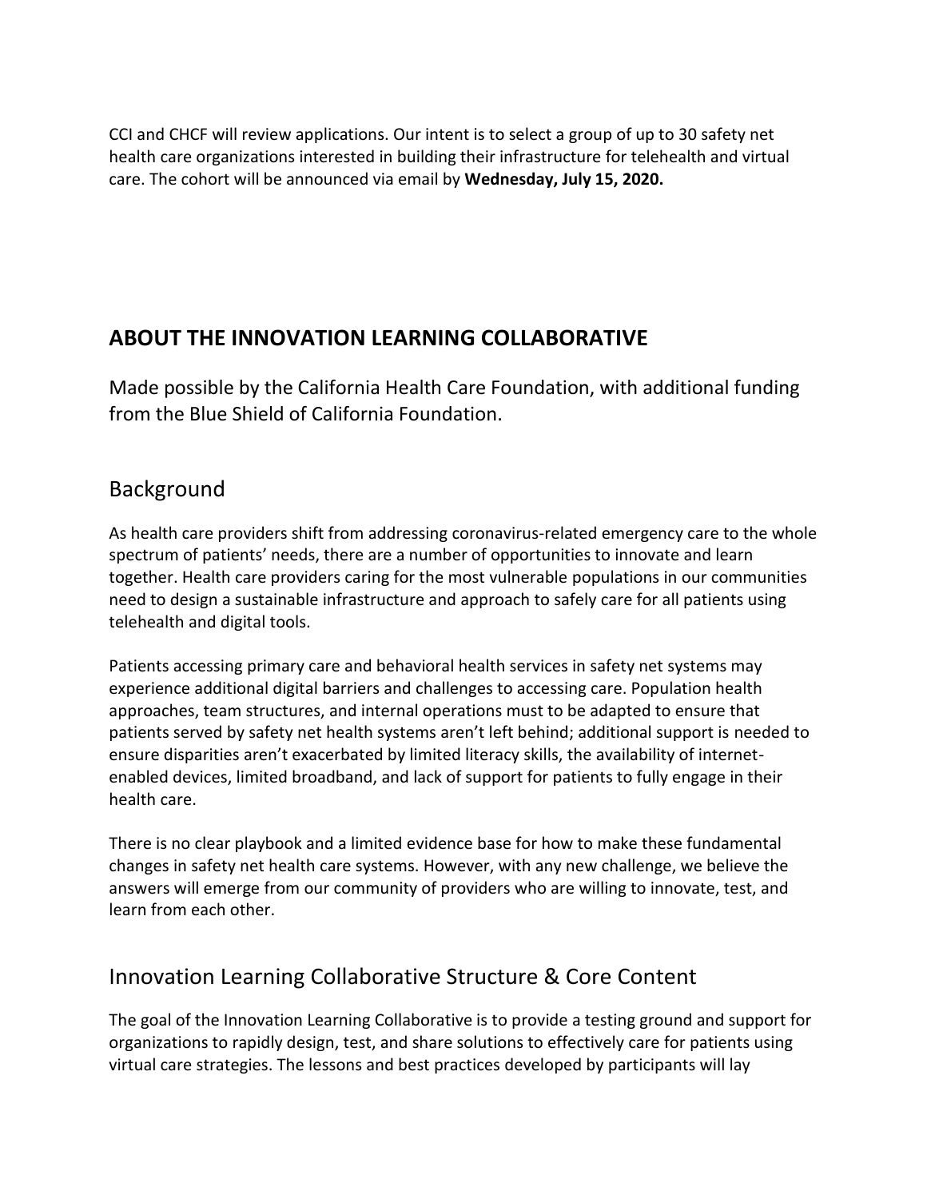CCI and CHCF will review applications. Our intent is to select a group of up to 30 safety net health care organizations interested in building their infrastructure for telehealth and virtual care. The cohort will be announced via email by **Wednesday, July 15, 2020.**

## ABOUT THE INNOVATION LEARNING COLLABORATIVE

Made possible by the California Health Care Foundation, with additional funding from the Blue Shield of California Foundation.

### Background

As health care providers shift from addressing coronavirus-related emergency care to the whole spectrum of patients' needs, there are a number of opportunities to innovate and learn together. Health care providers caring for the most vulnerable populations in our communities need to design a sustainable infrastructure and approach to safely care for all patients using telehealth and digital tools.

Patients accessing primary care and behavioral health services in safety net systems may experience additional digital barriers and challenges to accessing care. Population health approaches, team structures, and internal operations must to be adapted to ensure that patients served by safety net health systems aren't left behind; additional support is needed to ensure disparities aren't exacerbated by limited literacy skills, the availability of internet-enabled devices, limited broadband, and lack of support for patients to fully engage in their health care.

There is no clear playbook and a limited evidence base for how to make these fundamental changes in safety net health care systems. However, with any new challenge, we believe the answers will emerge from our community of providers who are willing to innovate, test, and learn from each other.

### Innovation Learning Collaborative Structure & Core Content

The goal of the Innovation Learning Collaborative is to provide a testing ground and support for organizations to rapidly design, test, and share solutions to effectively care for patients using virtual care strategies. The lessons and best practices developed by participants will lay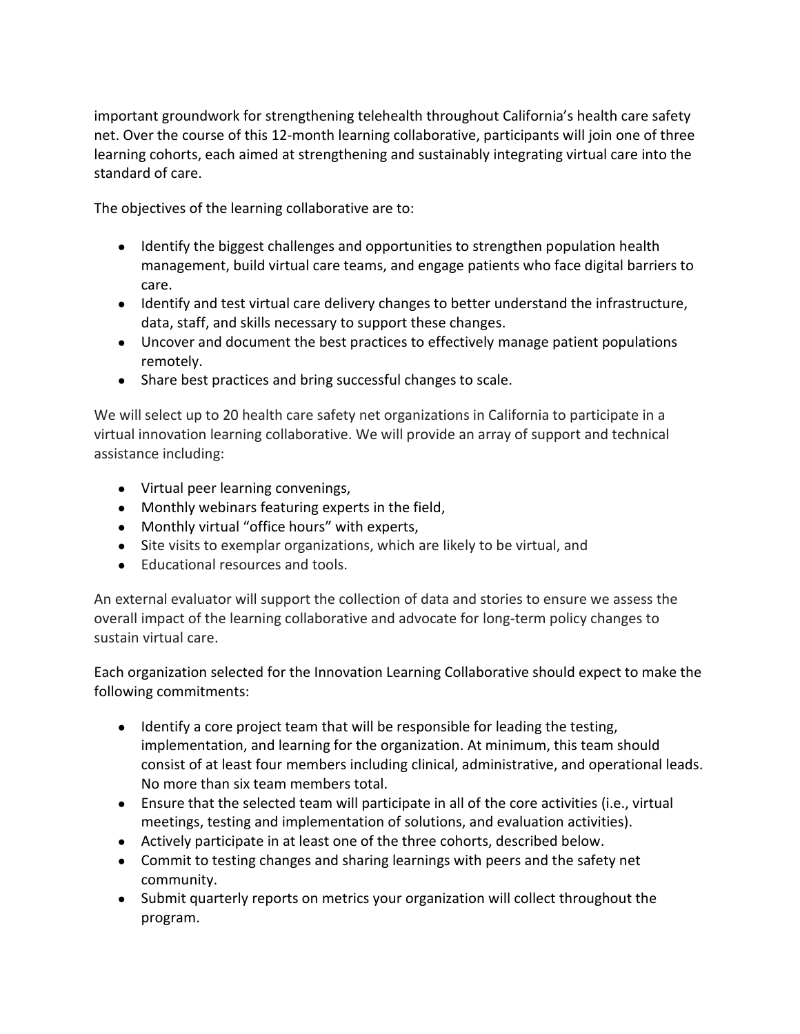important groundwork for strengthening telehealth throughout California's health care safety net. Over the course of this 12-month learning collaborative, participants will join one of three learning cohorts, each aimed at strengthening and sustainably integrating virtual care into the standard of care.

The objectives of the learning collaborative are to:

- Identify the biggest challenges and opportunities to strengthen population health management, build virtual care teams, and engage patients who face digital barriers to care.
- Identify and test virtual care delivery changes to better understand the infrastructure, data, staff, and skills necessary to support these changes.
- Uncover and document the best practices to effectively manage patient populations remotely.
- Share best practices and bring successful changes to scale.

We will select up to 20 health care safety net organizations in California to participate in a virtual innovation learning collaborative. We will provide an array of support and technical assistance including:

- Virtual peer learning convenings,
- Monthly webinars featuring experts in the field,
- Monthly virtual "office hours" with experts,
- Site visits to exemplar organizations, which are likely to be virtual, and
- Educational resources and tools.

An external evaluator will support the collection of data and stories to ensure we assess the overall impact of the learning collaborative and advocate for long-term policy changes to sustain virtual care.

Each organization selected for the Innovation Learning Collaborative should expect to make the following commitments:

- Identify a core project team that will be responsible for leading the testing, implementation, and learning for the organization. At minimum, this team should consist of at least four members including clinical, administrative, and operational leads. No more than six team members total.
- Ensure that the selected team will participate in all of the core activities (i.e., virtual meetings, testing and implementation of solutions, and evaluation activities).
- Actively participate in at least one of the three cohorts, described below.
- Commit to testing changes and sharing learnings with peers and the safety net community.
- Submit quarterly reports on metrics your organization will collect throughout the program.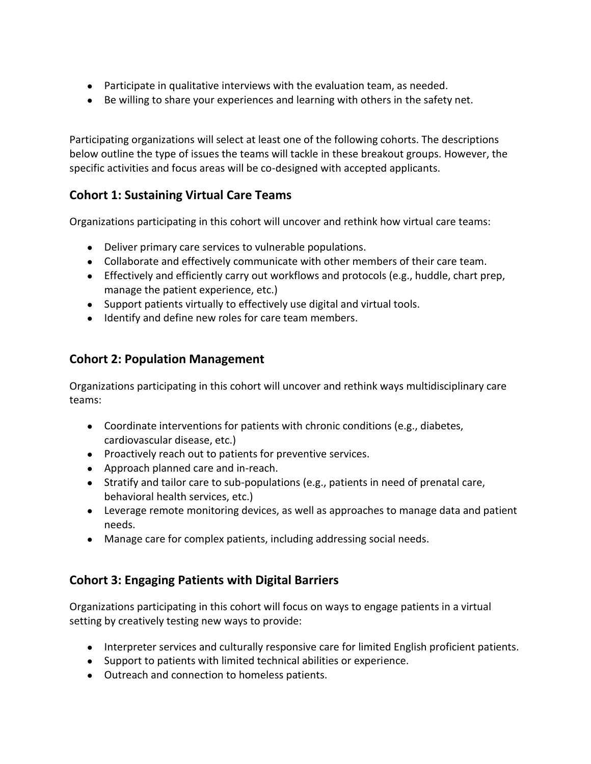- Participate in qualitative interviews with the evaluation team, as needed.
- Be willing to share your experiences and learning with others in the safety net.

Participating organizations will select at least one of the following cohorts. The descriptions below outline the type of issues the teams will tackle in these breakout groups. However, the specific activities and focus areas will be co-designed with accepted applicants.

## Cohort 1: Sustaining Virtual Care Teams

Organizations participating in this cohort will uncover and rethink how virtual care teams:

- Deliver primary care services to vulnerable populations.
- Collaborate and effectively communicate with other members of their care team.
- Effectively and efficiently carry out workflows and protocols (e.g., huddle, chart prep, manage the patient experience, etc.)
- Support patients virtually to effectively use digital and virtual tools.
- Identify and define new roles for care team members.

## Cohort 2: Population Management

Organizations participating in this cohort will uncover and rethink ways multidisciplinary care teams:

- Coordinate interventions for patients with chronic conditions (e.g., diabetes, cardiovascular disease, etc.)
- Proactively reach out to patients for preventive services.
- Approach planned care and in-reach.
- Stratify and tailor care to sub-populations (e.g., patients in need of prenatal care, behavioral health services, etc.)
- Leverage remote monitoring devices, as well as approaches to manage data and patient needs.
- Manage care for complex patients, including addressing social needs.

## Cohort 3: Engaging Patients with Digital Barriers

Organizations participating in this cohort will focus on ways to engage patients in a virtual setting by creatively testing new ways to provide:

- Interpreter services and culturally responsive care for limited English proficient patients.
- Support to patients with limited technical abilities or experience.
- Outreach and connection to homeless patients.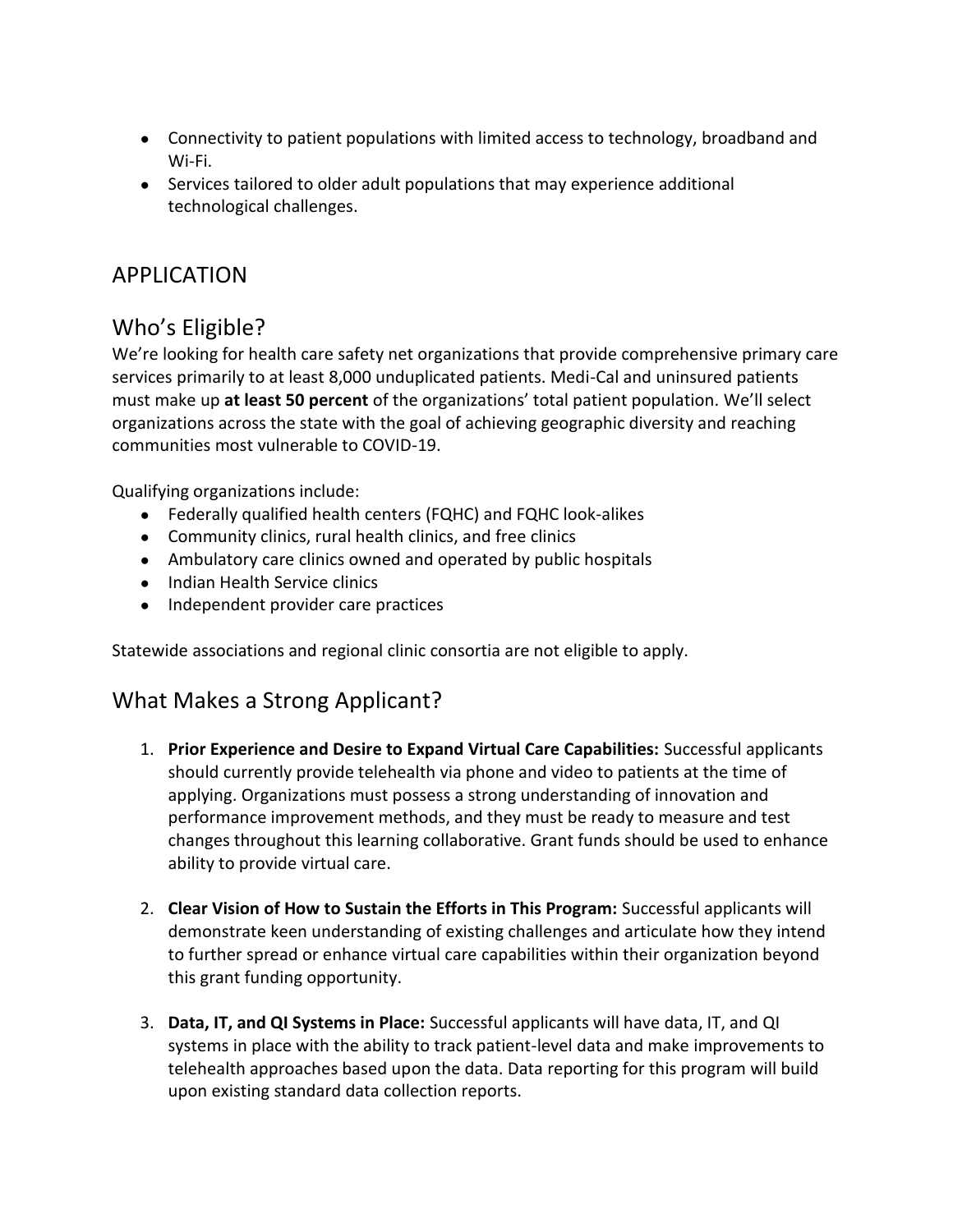- Connectivity to patient populations with limited access to technology, broadband and Wi-Fi.
- Services tailored to older adult populations that may experience additional technological challenges.

# APPLICATION

## Who's Eligible?

We're looking for health care safety net organizations that provide comprehensive primary care services primarily to at least 8,000 unduplicated patients. Medi-Cal and uninsured patients must make up **at least 50 percent** of the organizations' total patient population. We'll select organizations across the state with the goal of achieving geographic diversity and reaching communities most vulnerable to COVID-19.

Qualifying organizations include:

- Federally qualified health centers (FQHC) and FQHC look-alikes
- Community clinics, rural health clinics, and free clinics
- Ambulatory care clinics owned and operated by public hospitals
- Indian Health Service clinics
- Independent provider care practices

Statewide associations and regional clinic consortia are not eligible to apply.

## What Makes a Strong Applicant?

1. **Prior Experience and Desire to Expand Virtual Care Capabilities:** Successful applicants should currently provide telehealth via phone and video to patients at the time of applying. Organizations must possess a strong understanding of innovation and performance improvement methods, and they must be ready to measure and test changes throughout this learning collaborative. Grant funds should be used to enhance ability to provide virtual care.

2. **Clear Vision of How to Sustain the Efforts in This Program:** Successful applicants will demonstrate keen understanding of existing challenges and articulate how they intend to further spread or enhance virtual care capabilities within their organization beyond this grant funding opportunity.

3. **Data, IT, and QI Systems in Place:** Successful applicants will have data, IT, and QI systems in place with the ability to track patient-level data and make improvements to telehealth approaches based upon the data. Data reporting for this program will build upon existing standard data collection reports.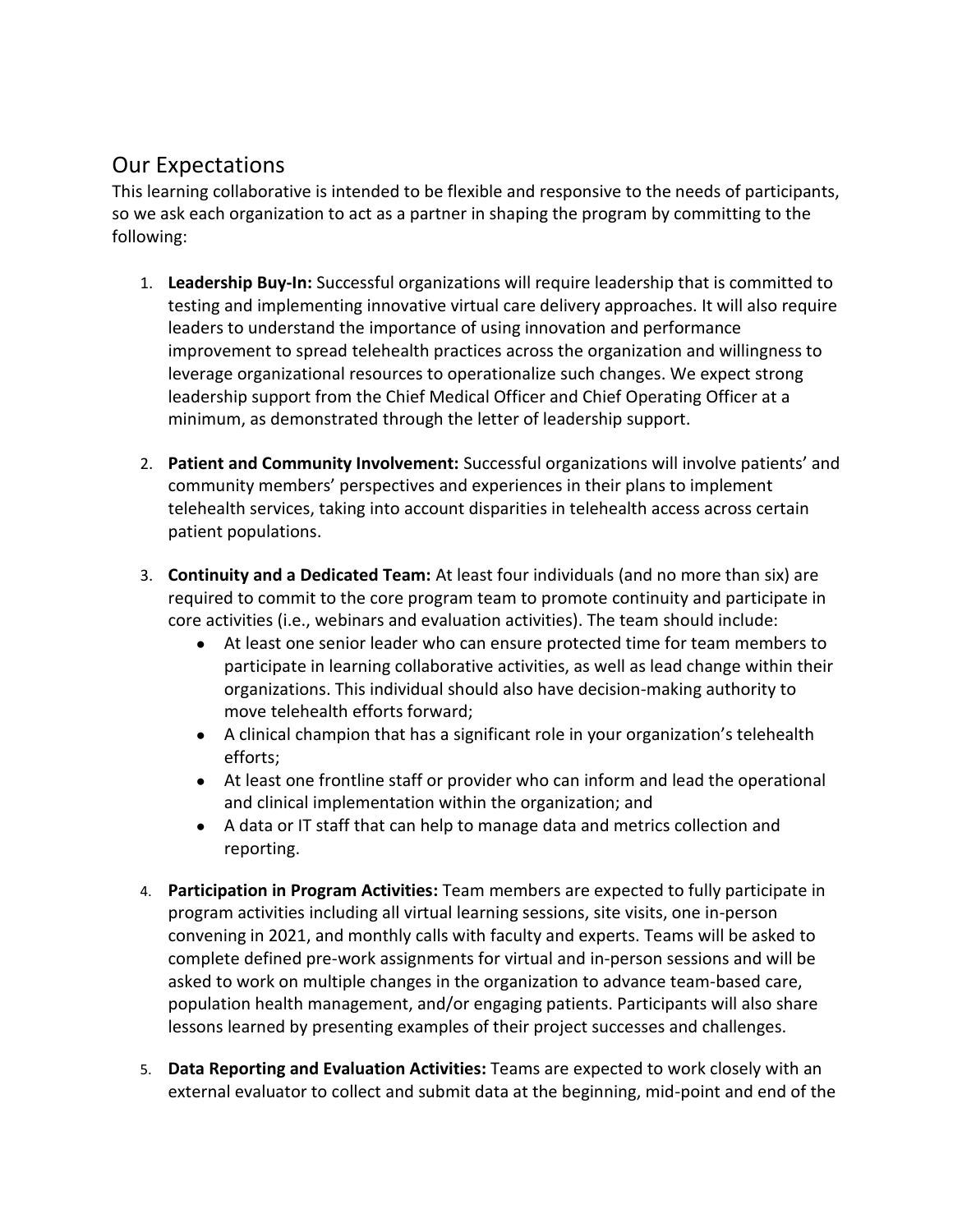## Our Expectations

This learning collaborative is intended to be flexible and responsive to the needs of participants, so we ask each organization to act as a partner in shaping the program by committing to the following:

1. **Leadership Buy-In:** Successful organizations will require leadership that is committed to testing and implementing innovative virtual care delivery approaches. It will also require leaders to understand the importance of using innovation and performance improvement to spread telehealth practices across the organization and willingness to leverage organizational resources to operationalize such changes. We expect strong leadership support from the Chief Medical Officer and Chief Operating Officer at a minimum, as demonstrated through the letter of leadership support.

2. **Patient and Community Involvement:** Successful organizations will involve patients' and community members' perspectives and experiences in their plans to implement telehealth services, taking into account disparities in telehealth access across certain patient populations.

3. **Continuity and a Dedicated Team:** At least four individuals (and no more than six) are required to commit to the core program team to promote continuity and participate in core activities (i.e., webinars and evaluation activities). The team should include:
   - At least one senior leader who can ensure protected time for team members to participate in learning collaborative activities, as well as lead change within their organizations. This individual should also have decision-making authority to move telehealth efforts forward;
   - A clinical champion that has a significant role in your organization's telehealth efforts;
   - At least one frontline staff or provider who can inform and lead the operational and clinical implementation within the organization; and
   - A data or IT staff that can help to manage data and metrics collection and reporting.

4. **Participation in Program Activities:** Team members are expected to fully participate in program activities including all virtual learning sessions, site visits, one in-person convening in 2021, and monthly calls with faculty and experts. Teams will be asked to complete defined pre-work assignments for virtual and in-person sessions and will be asked to work on multiple changes in the organization to advance team-based care, population health management, and/or engaging patients. Participants will also share lessons learned by presenting examples of their project successes and challenges.

5. **Data Reporting and Evaluation Activities:** Teams are expected to work closely with an external evaluator to collect and submit data at the beginning, mid-point and end of the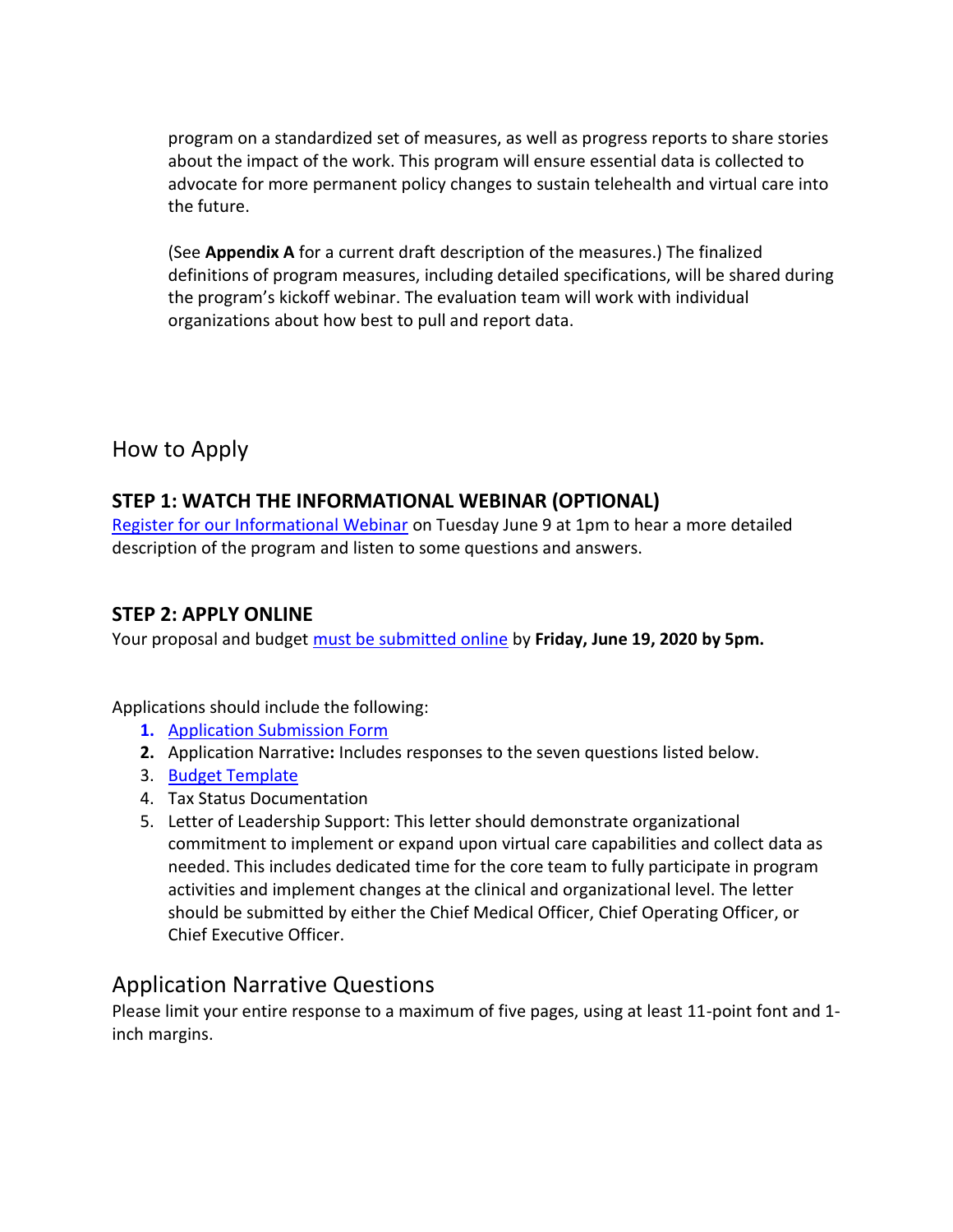program on a standardized set of measures, as well as progress reports to share stories about the impact of the work. This program will ensure essential data is collected to advocate for more permanent policy changes to sustain telehealth and virtual care into the future.

(See **Appendix A** for a current draft description of the measures.) The finalized definitions of program measures, including detailed specifications, will be shared during the program's kickoff webinar. The evaluation team will work with individual organizations about how best to pull and report data.

## How to Apply

### STEP 1: WATCH THE INFORMATIONAL WEBINAR (OPTIONAL)

Register for our Informational Webinar on Tuesday June 9 at 1pm to hear a more detailed description of the program and listen to some questions and answers.

### STEP 2: APPLY ONLINE

Your proposal and budget must be submitted online by **Friday, June 19, 2020 by 5pm.**

Applications should include the following:

1. Application Submission Form
2. Application Narrative**:** Includes responses to the seven questions listed below.
3. Budget Template
4. Tax Status Documentation
5. Letter of Leadership Support: This letter should demonstrate organizational commitment to implement or expand upon virtual care capabilities and collect data as needed. This includes dedicated time for the core team to fully participate in program activities and implement changes at the clinical and organizational level. The letter should be submitted by either the Chief Medical Officer, Chief Operating Officer, or Chief Executive Officer.

## Application Narrative Questions

Please limit your entire response to a maximum of five pages, using at least 11-point font and 1-inch margins.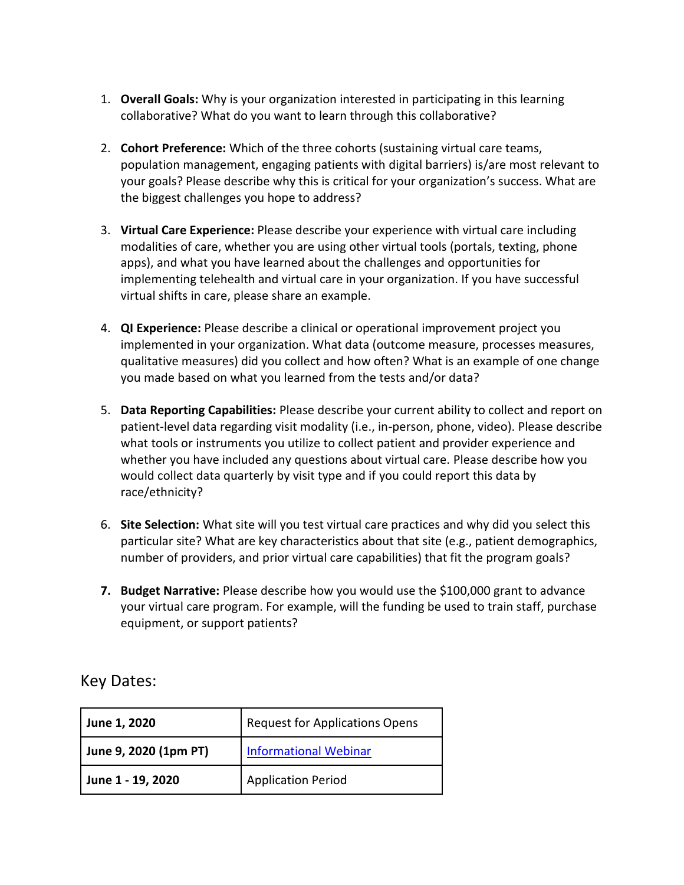1. **Overall Goals:** Why is your organization interested in participating in this learning collaborative? What do you want to learn through this collaborative?

2. **Cohort Preference:** Which of the three cohorts (sustaining virtual care teams, population management, engaging patients with digital barriers) is/are most relevant to your goals? Please describe why this is critical for your organization's success. What are the biggest challenges you hope to address?

3. **Virtual Care Experience:** Please describe your experience with virtual care including modalities of care, whether you are using other virtual tools (portals, texting, phone apps), and what you have learned about the challenges and opportunities for implementing telehealth and virtual care in your organization. If you have successful virtual shifts in care, please share an example.

4. **QI Experience:** Please describe a clinical or operational improvement project you implemented in your organization. What data (outcome measure, processes measures, qualitative measures) did you collect and how often? What is an example of one change you made based on what you learned from the tests and/or data?

5. **Data Reporting Capabilities:** Please describe your current ability to collect and report on patient-level data regarding visit modality (i.e., in-person, phone, video). Please describe what tools or instruments you utilize to collect patient and provider experience and whether you have included any questions about virtual care. Please describe how you would collect data quarterly by visit type and if you could report this data by race/ethnicity?

6. **Site Selection:** What site will you test virtual care practices and why did you select this particular site? What are key characteristics about that site (e.g., patient demographics, number of providers, and prior virtual care capabilities) that fit the program goals?

7. **Budget Narrative:** Please describe how you would use the $100,000 grant to advance your virtual care program. For example, will the funding be used to train staff, purchase equipment, or support patients?

## Key Dates:

| | |
|---|---|
| **June 1, 2020** | Request for Applications Opens |
| **June 9, 2020 (1pm PT)** | Informational Webinar |
| **June 1 - 19, 2020** | Application Period |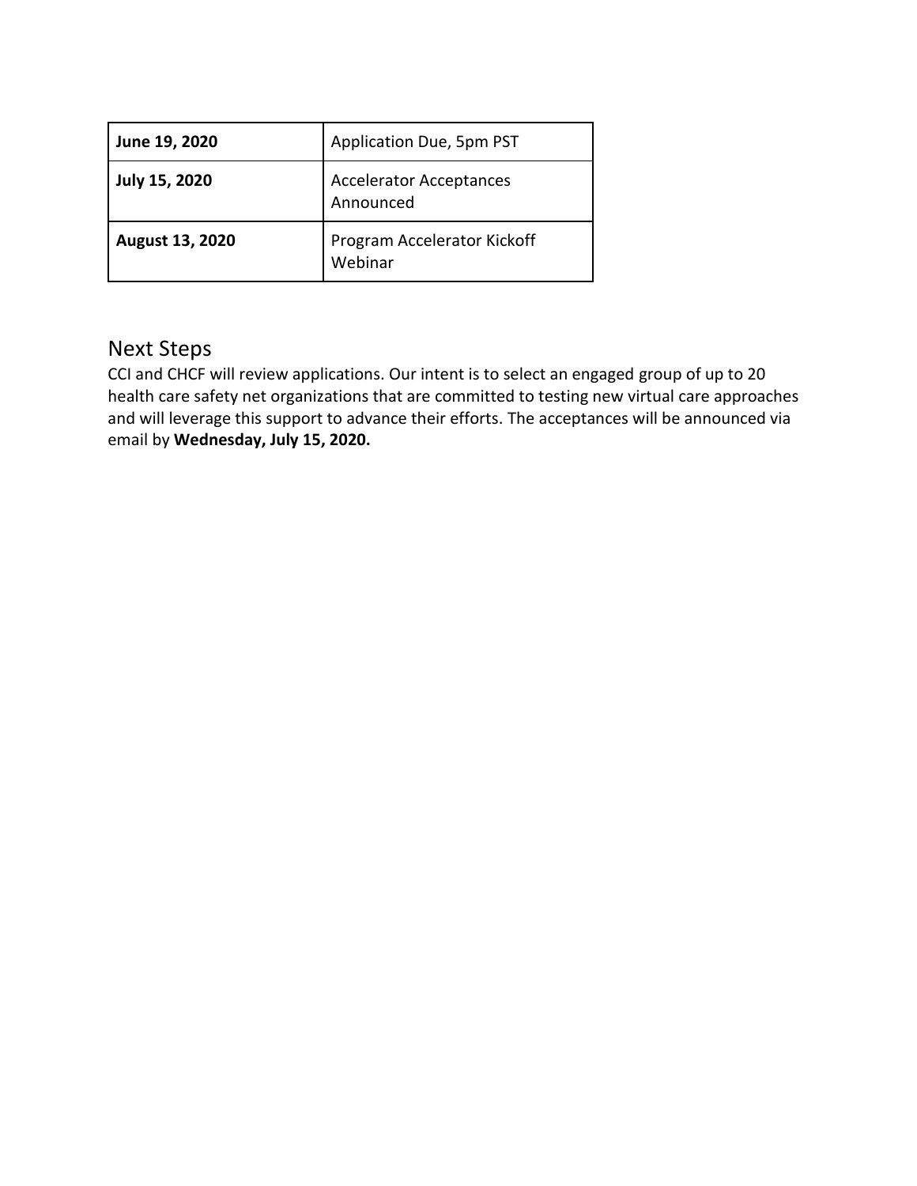| **June 19, 2020** | Application Due, 5pm PST |
|---|---|
| **July 15, 2020** | Accelerator Acceptances Announced |
| **August 13, 2020** | Program Accelerator Kickoff Webinar |

## Next Steps

CCI and CHCF will review applications. Our intent is to select an engaged group of up to 20 health care safety net organizations that are committed to testing new virtual care approaches and will leverage this support to advance their efforts. The acceptances will be announced via email by **Wednesday, July 15, 2020.**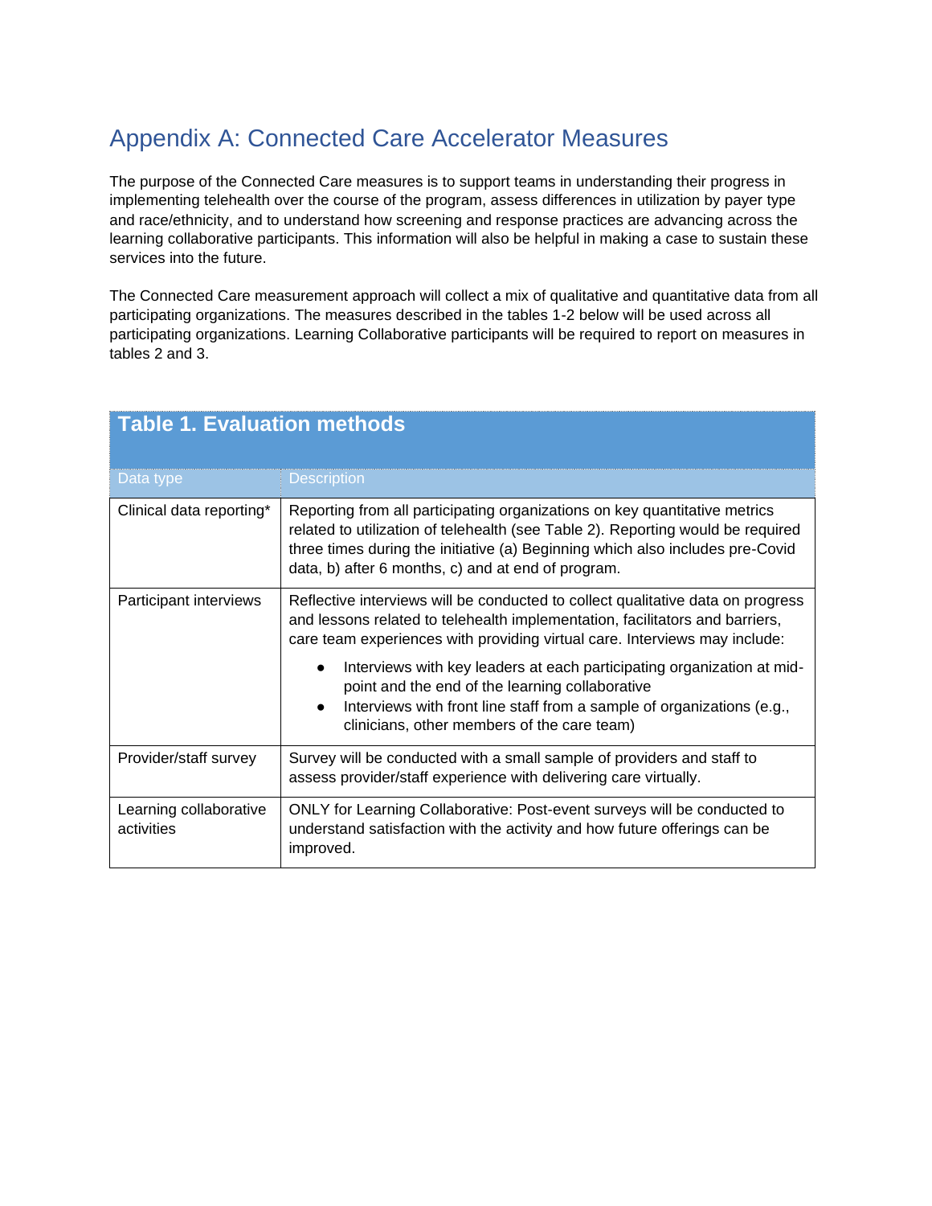# Appendix A: Connected Care Accelerator Measures

The purpose of the Connected Care measures is to support teams in understanding their progress in implementing telehealth over the course of the program, assess differences in utilization by payer type and race/ethnicity, and to understand how screening and response practices are advancing across the learning collaborative participants. This information will also be helpful in making a case to sustain these services into the future.

The Connected Care measurement approach will collect a mix of qualitative and quantitative data from all participating organizations. The measures described in the tables 1-2 below will be used across all participating organizations. Learning Collaborative participants will be required to report on measures in tables 2 and 3.

**Table 1. Evaluation methods**

| Data type | Description |
|---|---|
| Clinical data reporting* | Reporting from all participating organizations on key quantitative metrics related to utilization of telehealth (see Table 2). Reporting would be required three times during the initiative (a) Beginning which also includes pre-Covid data, b) after 6 months, c) and at end of program. |
| Participant interviews | Reflective interviews will be conducted to collect qualitative data on progress and lessons related to telehealth implementation, facilitators and barriers, care team experiences with providing virtual care. Interviews may include:<br>• Interviews with key leaders at each participating organization at mid-point and the end of the learning collaborative<br>• Interviews with front line staff from a sample of organizations (e.g., clinicians, other members of the care team) |
| Provider/staff survey | Survey will be conducted with a small sample of providers and staff to assess provider/staff experience with delivering care virtually. |
| Learning collaborative activities | ONLY for Learning Collaborative: Post-event surveys will be conducted to understand satisfaction with the activity and how future offerings can be improved. |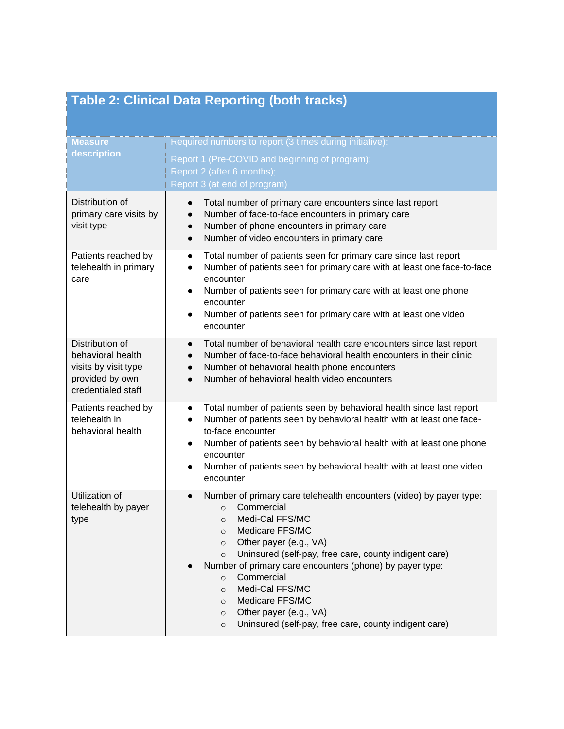## Table 2: Clinical Data Reporting (both tracks)

| Measure description | Required numbers to report (3 times during initiative):<br><br>Report 1 (Pre-COVID and beginning of program);<br>Report 2 (after 6 months);<br>Report 3 (at end of program) |
|---|---|
| Distribution of primary care visits by visit type | • Total number of primary care encounters since last report<br>• Number of face-to-face encounters in primary care<br>• Number of phone encounters in primary care<br>• Number of video encounters in primary care |
| Patients reached by telehealth in primary care | • Total number of patients seen for primary care since last report<br>• Number of patients seen for primary care with at least one face-to-face encounter<br>• Number of patients seen for primary care with at least one phone encounter<br>• Number of patients seen for primary care with at least one video encounter |
| Distribution of behavioral health visits by visit type provided by own credentialed staff | • Total number of behavioral health care encounters since last report<br>• Number of face-to-face behavioral health encounters in their clinic<br>• Number of behavioral health phone encounters<br>• Number of behavioral health video encounters |
| Patients reached by telehealth in behavioral health | • Total number of patients seen by behavioral health since last report<br>• Number of patients seen by behavioral health with at least one face-to-face encounter<br>• Number of patients seen by behavioral health with at least one phone encounter<br>• Number of patients seen by behavioral health with at least one video encounter |
| Utilization of telehealth by payer type | • Number of primary care telehealth encounters (video) by payer type:<br>  ○ Commercial<br>  ○ Medi-Cal FFS/MC<br>  ○ Medicare FFS/MC<br>  ○ Other payer (e.g., VA)<br>  ○ Uninsured (self-pay, free care, county indigent care)<br>• Number of primary care encounters (phone) by payer type:<br>  ○ Commercial<br>  ○ Medi-Cal FFS/MC<br>  ○ Medicare FFS/MC<br>  ○ Other payer (e.g., VA)<br>  ○ Uninsured (self-pay, free care, county indigent care) |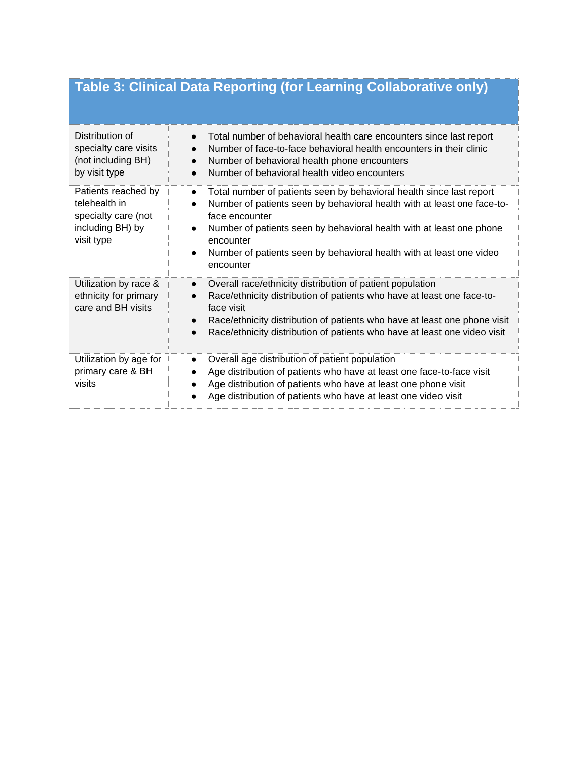| Table 3: Clinical Data Reporting (for Learning Collaborative only) | |
|---|---|
| Distribution of specialty care visits (not including BH) by visit type | • Total number of behavioral health care encounters since last report<br>• Number of face-to-face behavioral health encounters in their clinic<br>• Number of behavioral health phone encounters<br>• Number of behavioral health video encounters |
| Patients reached by telehealth in specialty care (not including BH) by visit type | • Total number of patients seen by behavioral health since last report<br>• Number of patients seen by behavioral health with at least one face-to-face encounter<br>• Number of patients seen by behavioral health with at least one phone encounter<br>• Number of patients seen by behavioral health with at least one video encounter |
| Utilization by race & ethnicity for primary care and BH visits | • Overall race/ethnicity distribution of patient population<br>• Race/ethnicity distribution of patients who have at least one face-to-face visit<br>• Race/ethnicity distribution of patients who have at least one phone visit<br>• Race/ethnicity distribution of patients who have at least one video visit |
| Utilization by age for primary care & BH visits | • Overall age distribution of patient population<br>• Age distribution of patients who have at least one face-to-face visit<br>• Age distribution of patients who have at least one phone visit<br>• Age distribution of patients who have at least one video visit |